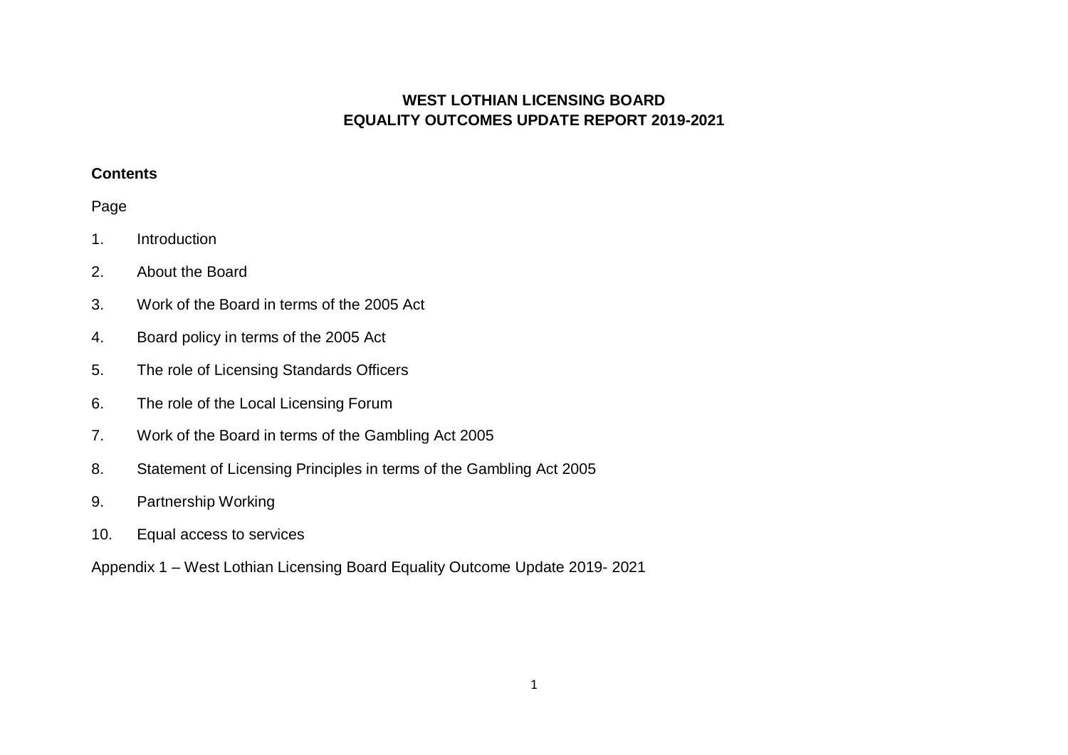# WEST LOTHIAN LICENSING BOARD
# EQUALITY OUTCOMES UPDATE REPORT 2019-2021

**Contents**

Page

1. Introduction
2. About the Board
3. Work of the Board in terms of the 2005 Act
4. Board policy in terms of the 2005 Act
5. The role of Licensing Standards Officers
6. The role of the Local Licensing Forum
7. Work of the Board in terms of the Gambling Act 2005
8. Statement of Licensing Principles in terms of the Gambling Act 2005
9. Partnership Working
10. Equal access to services

Appendix 1 – West Lothian Licensing Board Equality Outcome Update 2019- 2021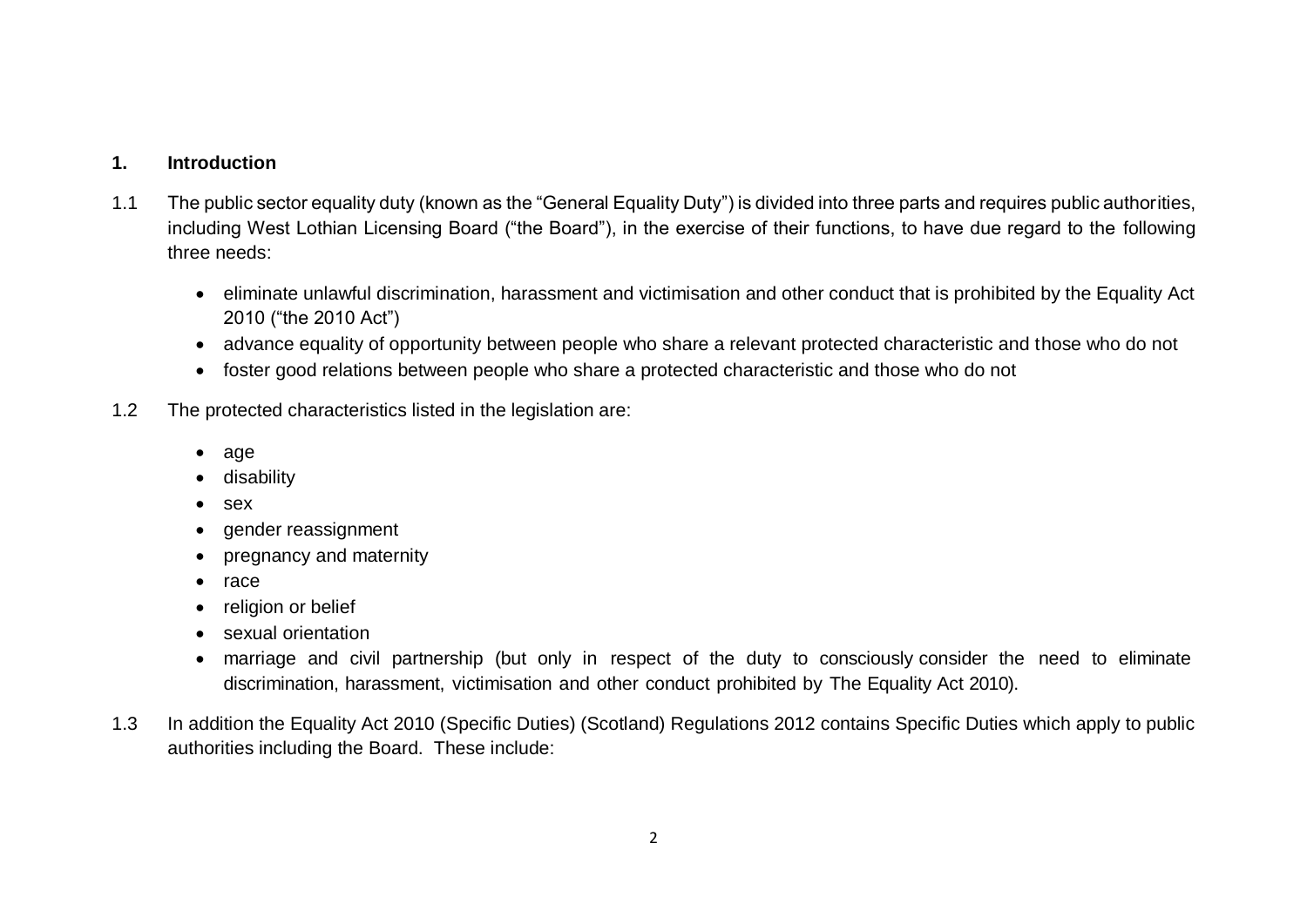## 1. Introduction

1.1 The public sector equality duty (known as the "General Equality Duty") is divided into three parts and requires public authorities, including West Lothian Licensing Board ("the Board"), in the exercise of their functions, to have due regard to the following three needs:

- eliminate unlawful discrimination, harassment and victimisation and other conduct that is prohibited by the Equality Act 2010 ("the 2010 Act")
- advance equality of opportunity between people who share a relevant protected characteristic and those who do not
- foster good relations between people who share a protected characteristic and those who do not

1.2 The protected characteristics listed in the legislation are:

- age
- disability
- sex
- gender reassignment
- pregnancy and maternity
- race
- religion or belief
- sexual orientation
- marriage and civil partnership (but only in respect of the duty to consciously consider the need to eliminate discrimination, harassment, victimisation and other conduct prohibited by The Equality Act 2010).

1.3 In addition the Equality Act 2010 (Specific Duties) (Scotland) Regulations 2012 contains Specific Duties which apply to public authorities including the Board. These include: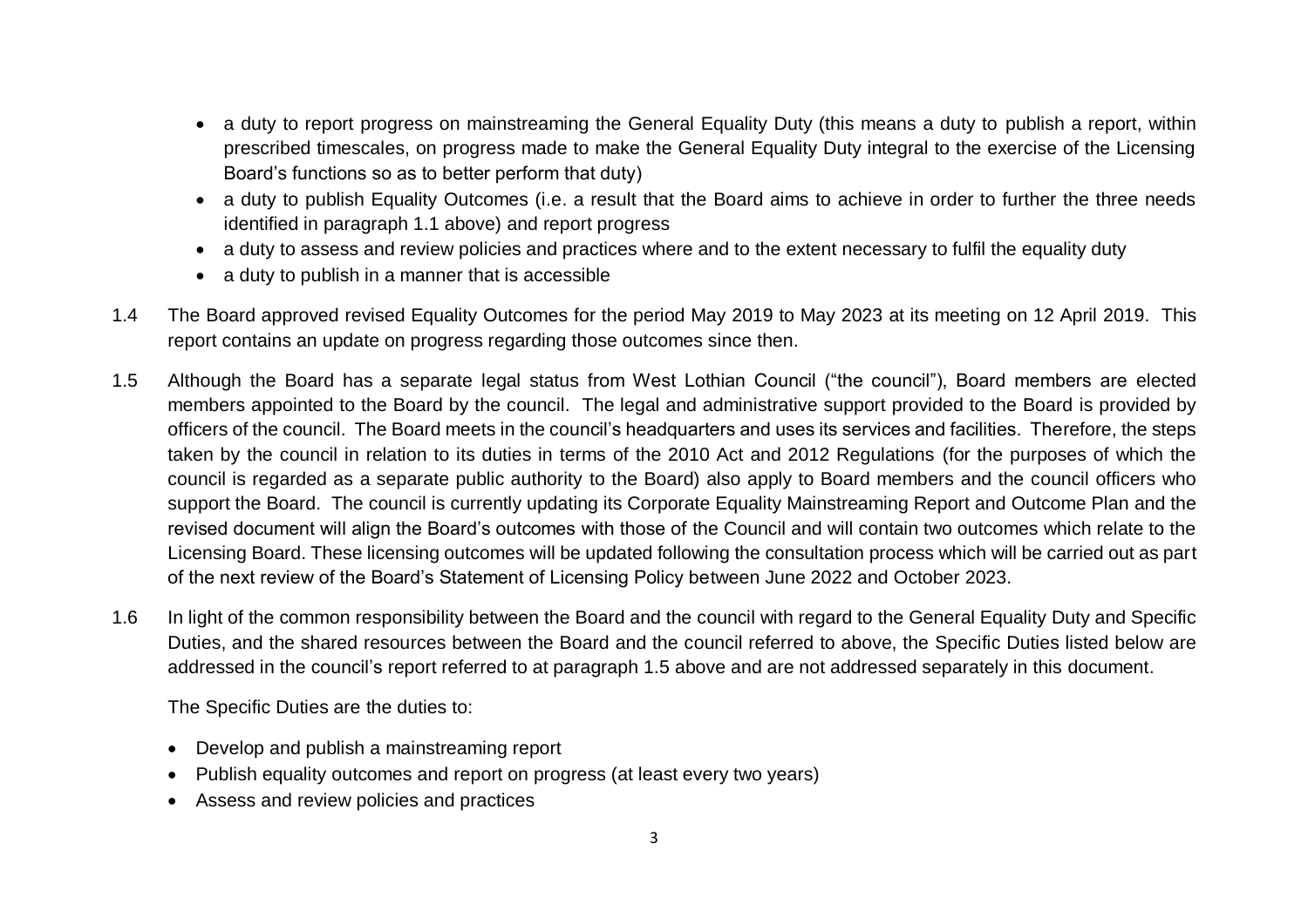- a duty to report progress on mainstreaming the General Equality Duty (this means a duty to publish a report, within prescribed timescales, on progress made to make the General Equality Duty integral to the exercise of the Licensing Board's functions so as to better perform that duty)
- a duty to publish Equality Outcomes (i.e. a result that the Board aims to achieve in order to further the three needs identified in paragraph 1.1 above) and report progress
- a duty to assess and review policies and practices where and to the extent necessary to fulfil the equality duty
- a duty to publish in a manner that is accessible

1.4 The Board approved revised Equality Outcomes for the period May 2019 to May 2023 at its meeting on 12 April 2019. This report contains an update on progress regarding those outcomes since then.

1.5 Although the Board has a separate legal status from West Lothian Council ("the council"), Board members are elected members appointed to the Board by the council. The legal and administrative support provided to the Board is provided by officers of the council. The Board meets in the council's headquarters and uses its services and facilities. Therefore, the steps taken by the council in relation to its duties in terms of the 2010 Act and 2012 Regulations (for the purposes of which the council is regarded as a separate public authority to the Board) also apply to Board members and the council officers who support the Board. The council is currently updating its Corporate Equality Mainstreaming Report and Outcome Plan and the revised document will align the Board's outcomes with those of the Council and will contain two outcomes which relate to the Licensing Board. These licensing outcomes will be updated following the consultation process which will be carried out as part of the next review of the Board's Statement of Licensing Policy between June 2022 and October 2023.

1.6 In light of the common responsibility between the Board and the council with regard to the General Equality Duty and Specific Duties, and the shared resources between the Board and the council referred to above, the Specific Duties listed below are addressed in the council's report referred to at paragraph 1.5 above and are not addressed separately in this document.

The Specific Duties are the duties to:

- Develop and publish a mainstreaming report
- Publish equality outcomes and report on progress (at least every two years)
- Assess and review policies and practices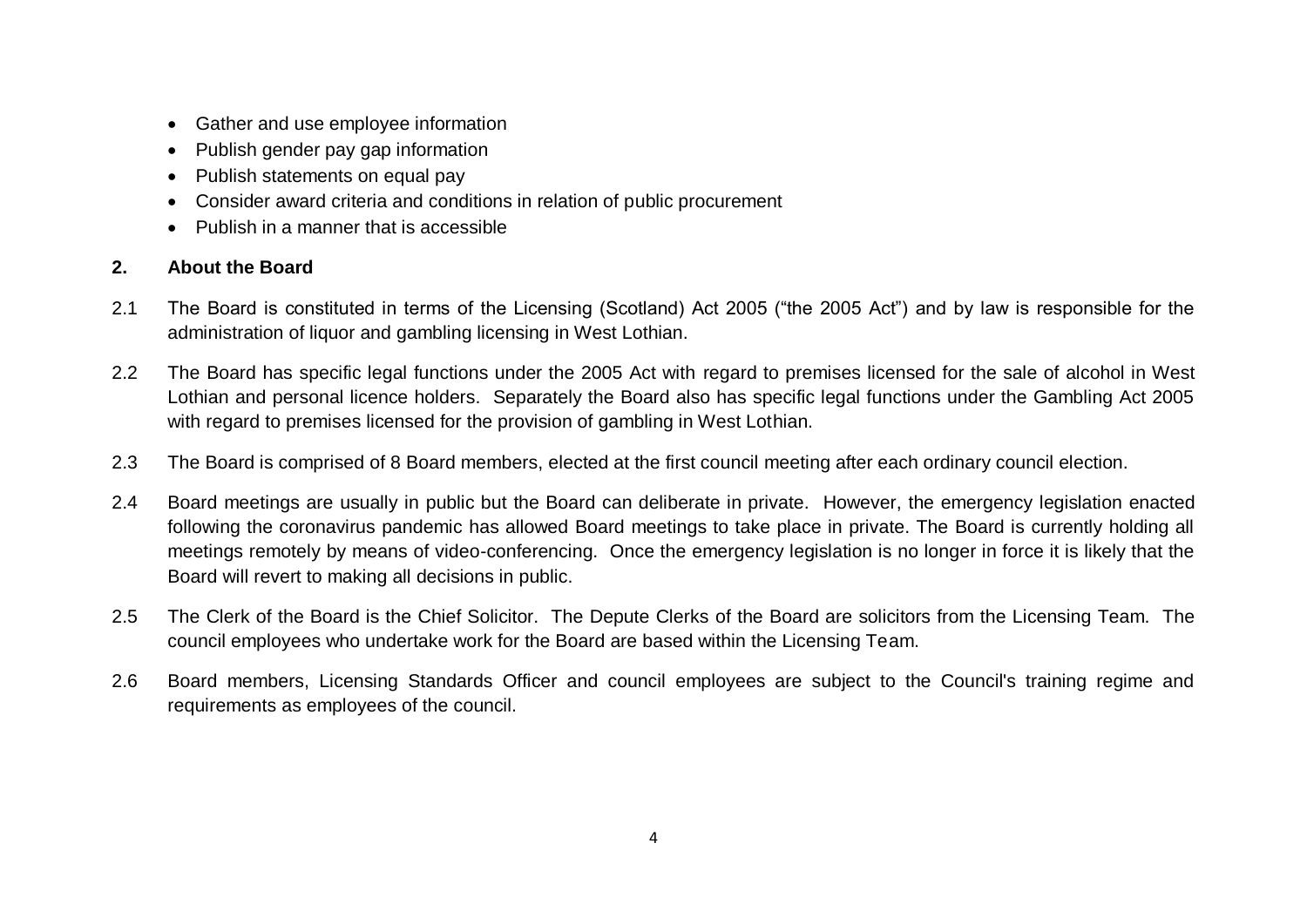- Gather and use employee information
- Publish gender pay gap information
- Publish statements on equal pay
- Consider award criteria and conditions in relation of public procurement
- Publish in a manner that is accessible

## 2. About the Board

2.1 The Board is constituted in terms of the Licensing (Scotland) Act 2005 ("the 2005 Act") and by law is responsible for the administration of liquor and gambling licensing in West Lothian.

2.2 The Board has specific legal functions under the 2005 Act with regard to premises licensed for the sale of alcohol in West Lothian and personal licence holders. Separately the Board also has specific legal functions under the Gambling Act 2005 with regard to premises licensed for the provision of gambling in West Lothian.

2.3 The Board is comprised of 8 Board members, elected at the first council meeting after each ordinary council election.

2.4 Board meetings are usually in public but the Board can deliberate in private. However, the emergency legislation enacted following the coronavirus pandemic has allowed Board meetings to take place in private. The Board is currently holding all meetings remotely by means of video-conferencing. Once the emergency legislation is no longer in force it is likely that the Board will revert to making all decisions in public.

2.5 The Clerk of the Board is the Chief Solicitor. The Depute Clerks of the Board are solicitors from the Licensing Team. The council employees who undertake work for the Board are based within the Licensing Team.

2.6 Board members, Licensing Standards Officer and council employees are subject to the Council's training regime and requirements as employees of the council.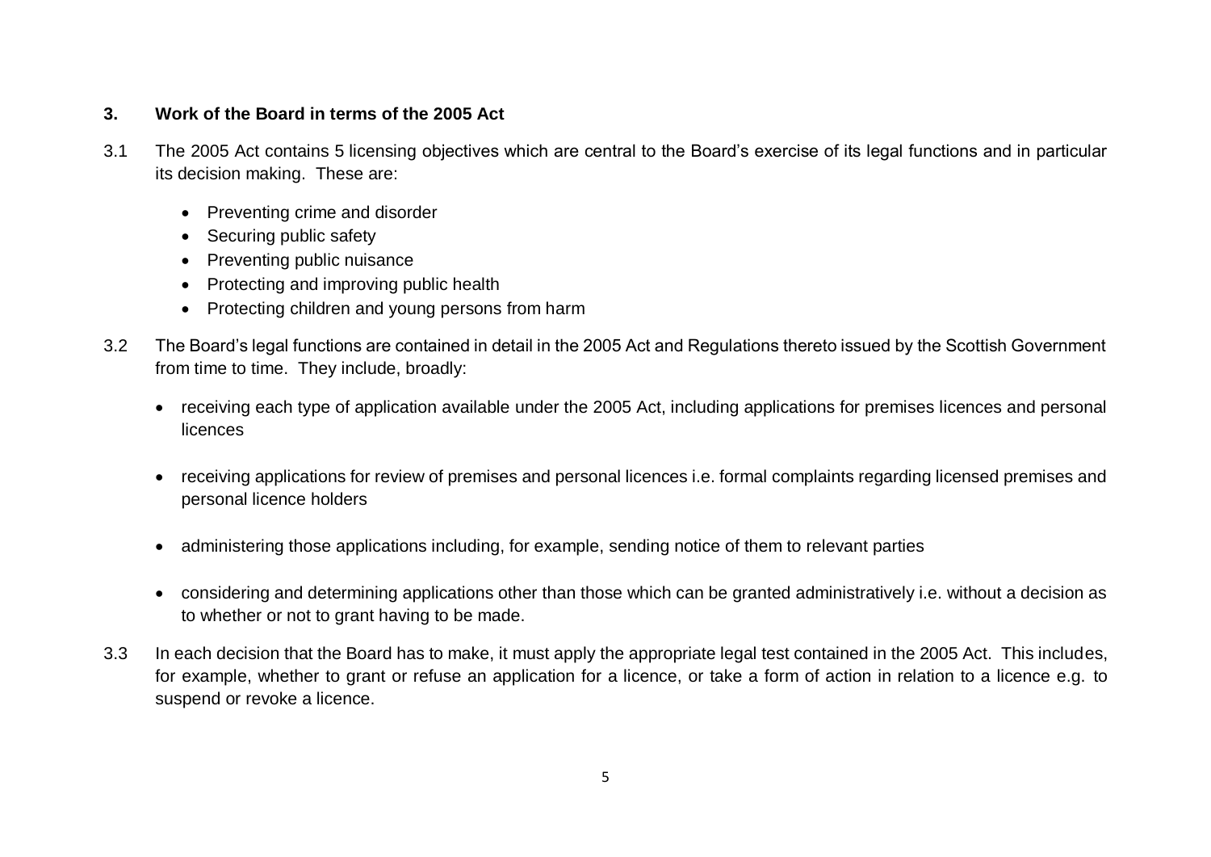## 3. Work of the Board in terms of the 2005 Act

3.1 The 2005 Act contains 5 licensing objectives which are central to the Board's exercise of its legal functions and in particular its decision making. These are:

- Preventing crime and disorder
- Securing public safety
- Preventing public nuisance
- Protecting and improving public health
- Protecting children and young persons from harm

3.2 The Board's legal functions are contained in detail in the 2005 Act and Regulations thereto issued by the Scottish Government from time to time. They include, broadly:

- receiving each type of application available under the 2005 Act, including applications for premises licences and personal licences
- receiving applications for review of premises and personal licences i.e. formal complaints regarding licensed premises and personal licence holders
- administering those applications including, for example, sending notice of them to relevant parties
- considering and determining applications other than those which can be granted administratively i.e. without a decision as to whether or not to grant having to be made.

3.3 In each decision that the Board has to make, it must apply the appropriate legal test contained in the 2005 Act. This includes, for example, whether to grant or refuse an application for a licence, or take a form of action in relation to a licence e.g. to suspend or revoke a licence.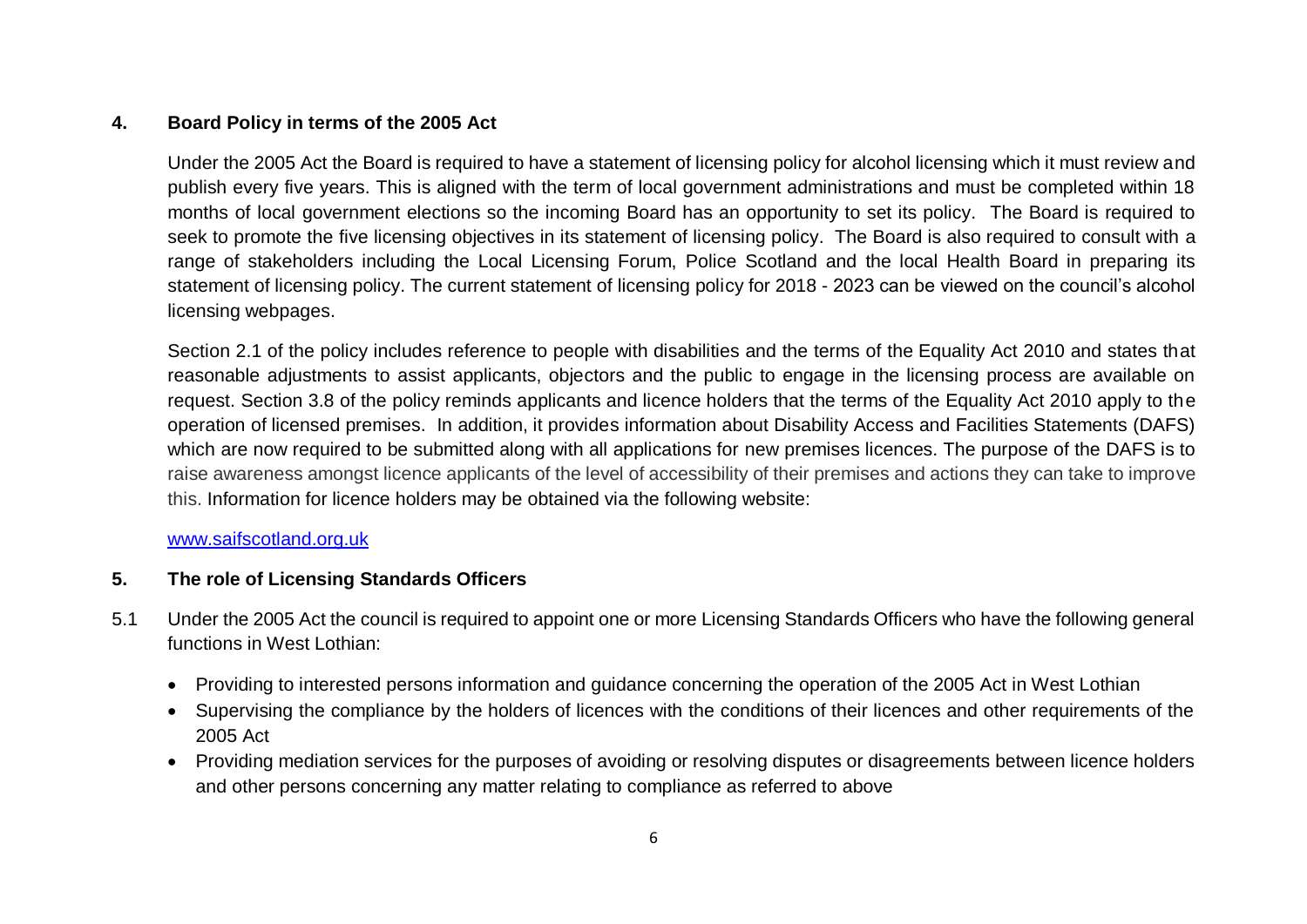## 4. Board Policy in terms of the 2005 Act

Under the 2005 Act the Board is required to have a statement of licensing policy for alcohol licensing which it must review and publish every five years. This is aligned with the term of local government administrations and must be completed within 18 months of local government elections so the incoming Board has an opportunity to set its policy. The Board is required to seek to promote the five licensing objectives in its statement of licensing policy. The Board is also required to consult with a range of stakeholders including the Local Licensing Forum, Police Scotland and the local Health Board in preparing its statement of licensing policy. The current statement of licensing policy for 2018 - 2023 can be viewed on the council's alcohol licensing webpages.

Section 2.1 of the policy includes reference to people with disabilities and the terms of the Equality Act 2010 and states that reasonable adjustments to assist applicants, objectors and the public to engage in the licensing process are available on request. Section 3.8 of the policy reminds applicants and licence holders that the terms of the Equality Act 2010 apply to the operation of licensed premises. In addition, it provides information about Disability Access and Facilities Statements (DAFS) which are now required to be submitted along with all applications for new premises licences. The purpose of the DAFS is to raise awareness amongst licence applicants of the level of accessibility of their premises and actions they can take to improve this. Information for licence holders may be obtained via the following website:

[www.saifscotland.org.uk](http://www.saifscotland.org.uk)

## 5. The role of Licensing Standards Officers

5.1 Under the 2005 Act the council is required to appoint one or more Licensing Standards Officers who have the following general functions in West Lothian:

- Providing to interested persons information and guidance concerning the operation of the 2005 Act in West Lothian
- Supervising the compliance by the holders of licences with the conditions of their licences and other requirements of the 2005 Act
- Providing mediation services for the purposes of avoiding or resolving disputes or disagreements between licence holders and other persons concerning any matter relating to compliance as referred to above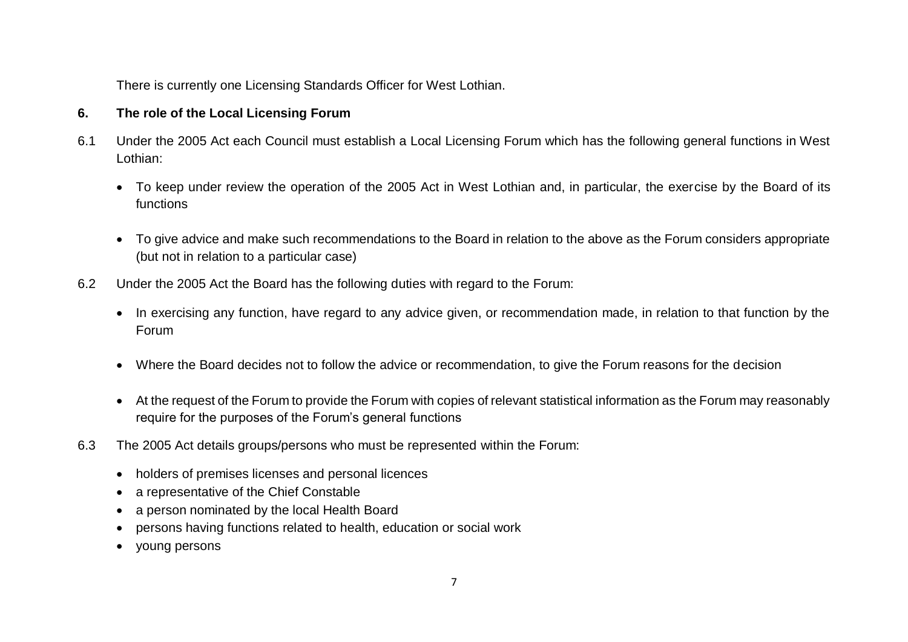There is currently one Licensing Standards Officer for West Lothian.

## 6. The role of the Local Licensing Forum

6.1 Under the 2005 Act each Council must establish a Local Licensing Forum which has the following general functions in West Lothian:

- To keep under review the operation of the 2005 Act in West Lothian and, in particular, the exercise by the Board of its functions

- To give advice and make such recommendations to the Board in relation to the above as the Forum considers appropriate (but not in relation to a particular case)

6.2 Under the 2005 Act the Board has the following duties with regard to the Forum:

- In exercising any function, have regard to any advice given, or recommendation made, in relation to that function by the Forum

- Where the Board decides not to follow the advice or recommendation, to give the Forum reasons for the decision

- At the request of the Forum to provide the Forum with copies of relevant statistical information as the Forum may reasonably require for the purposes of the Forum's general functions

6.3 The 2005 Act details groups/persons who must be represented within the Forum:

- holders of premises licenses and personal licences
- a representative of the Chief Constable
- a person nominated by the local Health Board
- persons having functions related to health, education or social work
- young persons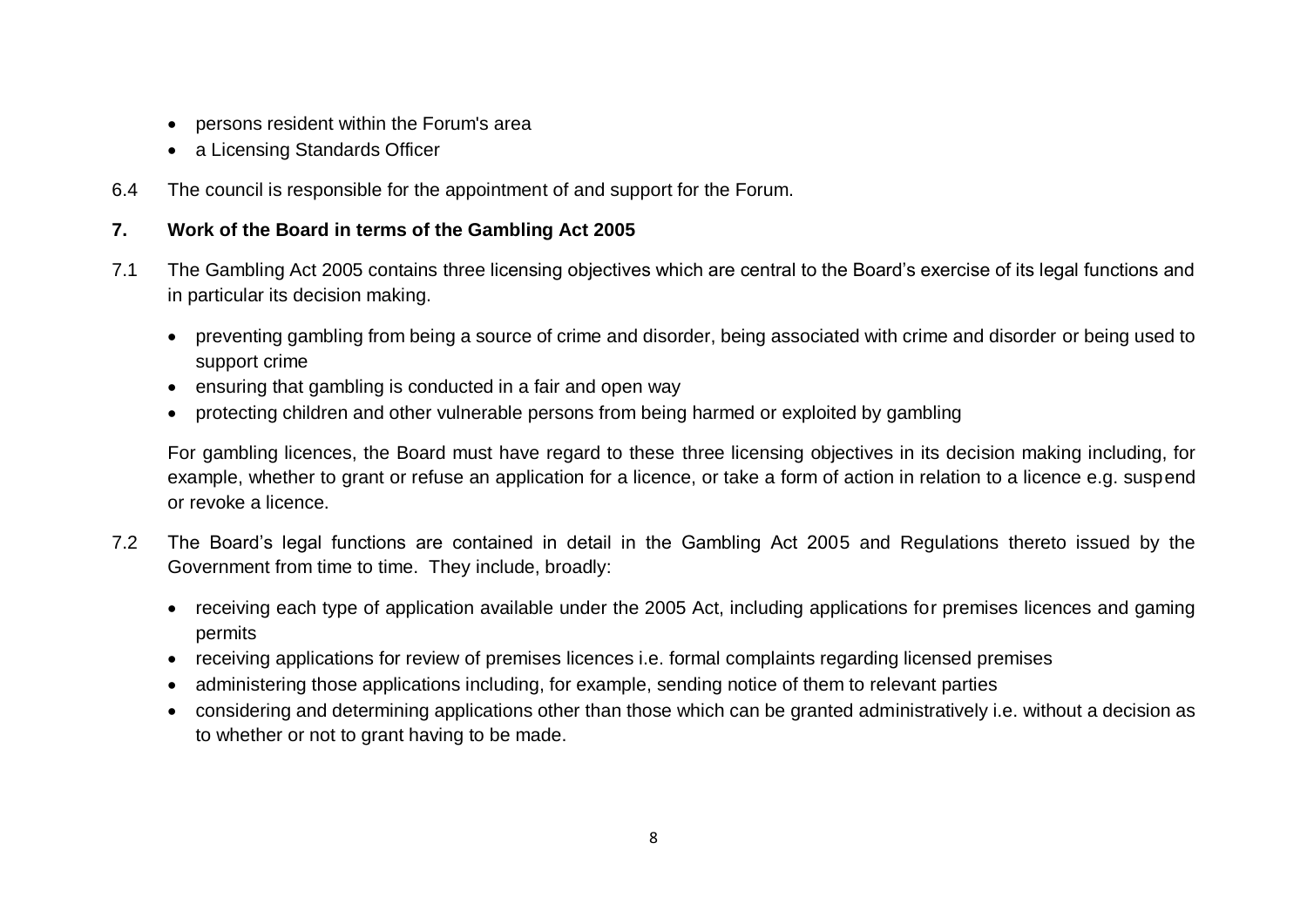- persons resident within the Forum's area
- a Licensing Standards Officer

6.4 The council is responsible for the appointment of and support for the Forum.

## 7. Work of the Board in terms of the Gambling Act 2005

7.1 The Gambling Act 2005 contains three licensing objectives which are central to the Board's exercise of its legal functions and in particular its decision making.

- preventing gambling from being a source of crime and disorder, being associated with crime and disorder or being used to support crime
- ensuring that gambling is conducted in a fair and open way
- protecting children and other vulnerable persons from being harmed or exploited by gambling

For gambling licences, the Board must have regard to these three licensing objectives in its decision making including, for example, whether to grant or refuse an application for a licence, or take a form of action in relation to a licence e.g. suspend or revoke a licence.

7.2 The Board's legal functions are contained in detail in the Gambling Act 2005 and Regulations thereto issued by the Government from time to time. They include, broadly:

- receiving each type of application available under the 2005 Act, including applications for premises licences and gaming permits
- receiving applications for review of premises licences i.e. formal complaints regarding licensed premises
- administering those applications including, for example, sending notice of them to relevant parties
- considering and determining applications other than those which can be granted administratively i.e. without a decision as to whether or not to grant having to be made.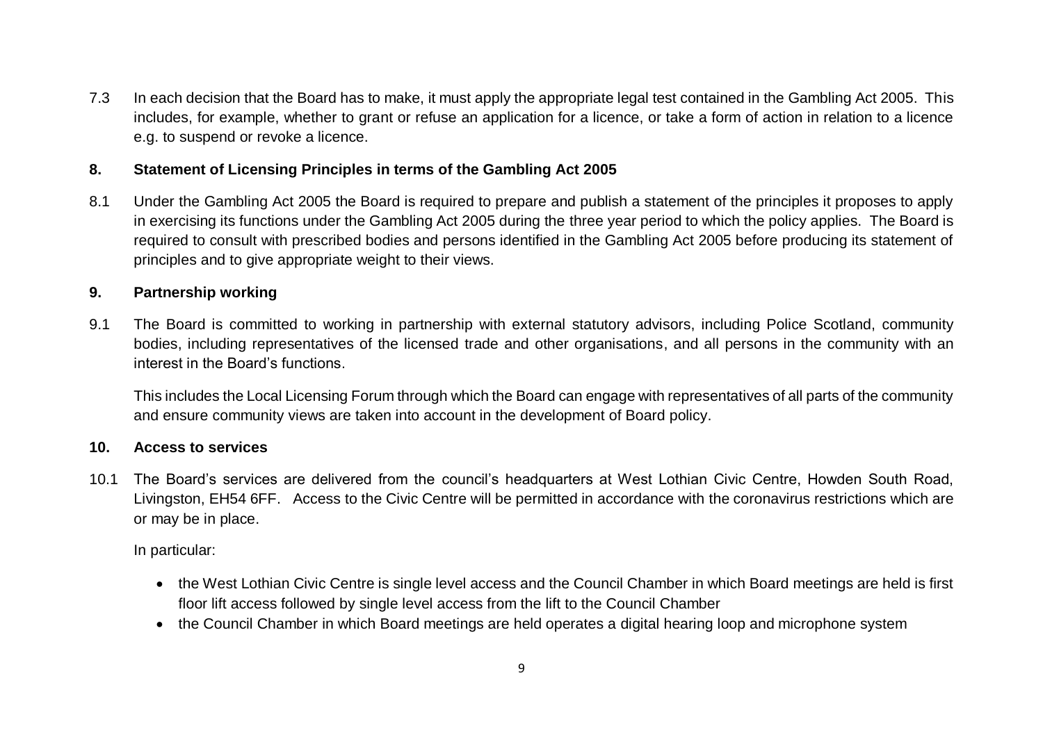7.3 In each decision that the Board has to make, it must apply the appropriate legal test contained in the Gambling Act 2005. This includes, for example, whether to grant or refuse an application for a licence, or take a form of action in relation to a licence e.g. to suspend or revoke a licence.

## 8. Statement of Licensing Principles in terms of the Gambling Act 2005

8.1 Under the Gambling Act 2005 the Board is required to prepare and publish a statement of the principles it proposes to apply in exercising its functions under the Gambling Act 2005 during the three year period to which the policy applies. The Board is required to consult with prescribed bodies and persons identified in the Gambling Act 2005 before producing its statement of principles and to give appropriate weight to their views.

## 9. Partnership working

9.1 The Board is committed to working in partnership with external statutory advisors, including Police Scotland, community bodies, including representatives of the licensed trade and other organisations, and all persons in the community with an interest in the Board's functions.

This includes the Local Licensing Forum through which the Board can engage with representatives of all parts of the community and ensure community views are taken into account in the development of Board policy.

## 10. Access to services

10.1 The Board's services are delivered from the council's headquarters at West Lothian Civic Centre, Howden South Road, Livingston, EH54 6FF. Access to the Civic Centre will be permitted in accordance with the coronavirus restrictions which are or may be in place.

In particular:

- the West Lothian Civic Centre is single level access and the Council Chamber in which Board meetings are held is first floor lift access followed by single level access from the lift to the Council Chamber
- the Council Chamber in which Board meetings are held operates a digital hearing loop and microphone system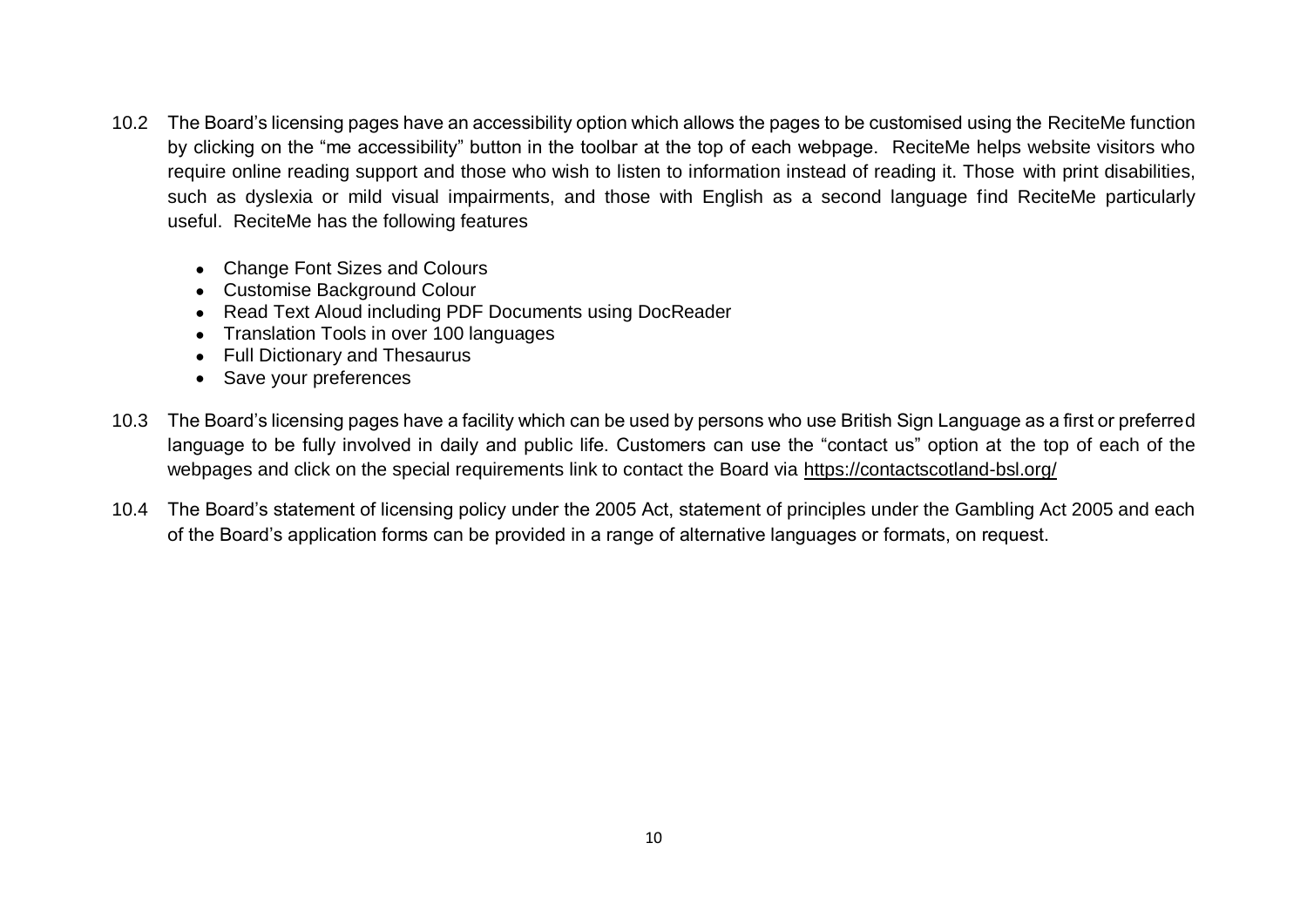10.2 The Board's licensing pages have an accessibility option which allows the pages to be customised using the ReciteMe function by clicking on the "me accessibility" button in the toolbar at the top of each webpage. ReciteMe helps website visitors who require online reading support and those who wish to listen to information instead of reading it. Those with print disabilities, such as dyslexia or mild visual impairments, and those with English as a second language find ReciteMe particularly useful. ReciteMe has the following features

- Change Font Sizes and Colours
- Customise Background Colour
- Read Text Aloud including PDF Documents using DocReader
- Translation Tools in over 100 languages
- Full Dictionary and Thesaurus
- Save your preferences

10.3 The Board's licensing pages have a facility which can be used by persons who use British Sign Language as a first or preferred language to be fully involved in daily and public life. Customers can use the "contact us" option at the top of each of the webpages and click on the special requirements link to contact the Board via https://contactscotland-bsl.org/

10.4 The Board's statement of licensing policy under the 2005 Act, statement of principles under the Gambling Act 2005 and each of the Board's application forms can be provided in a range of alternative languages or formats, on request.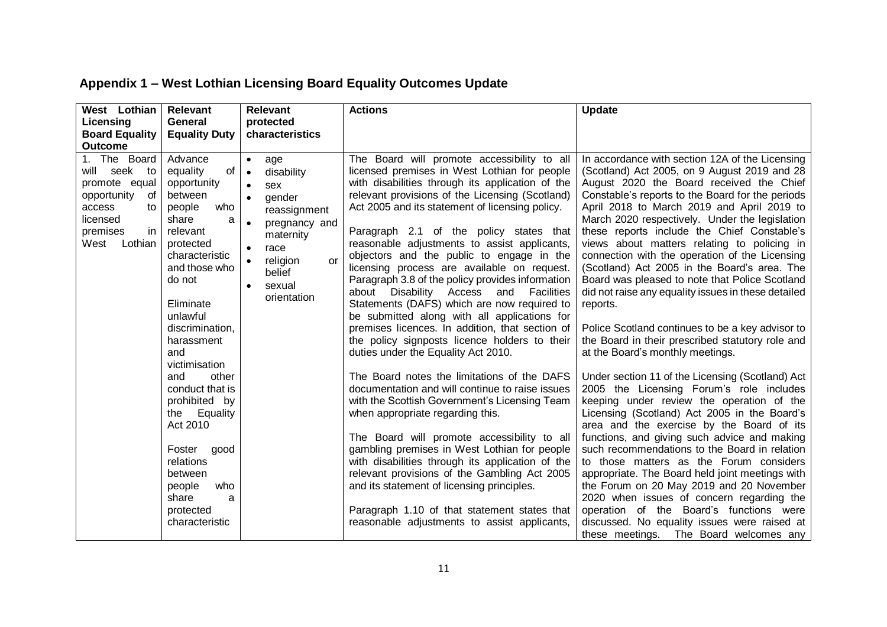## Appendix 1 – West Lothian Licensing Board Equality Outcomes Update

| West Lothian Licensing Board Equality Outcome | Relevant General Equality Duty | Relevant protected characteristics | Actions | Update |
|---|---|---|---|---|
| 1. The Board will seek to promote equal opportunity of access to licensed premises in West Lothian | Advance equality of opportunity between people who share a relevant protected characteristic and those who do not<br><br>Eliminate unlawful discrimination, harassment and victimisation and other conduct that is prohibited by the Equality Act 2010<br><br>Foster good relations between people who share a protected characteristic | • age<br>• disability<br>• sex<br>• gender reassignment<br>• pregnancy and maternity<br>• race<br>• religion or belief<br>• sexual orientation | The Board will promote accessibility to all licensed premises in West Lothian for people with disabilities through its application of the relevant provisions of the Licensing (Scotland) Act 2005 and its statement of licensing policy.<br><br>Paragraph 2.1 of the policy states that reasonable adjustments to assist applicants, objectors and the public to engage in the licensing process are available on request. Paragraph 3.8 of the policy provides information about Disability Access and Facilities Statements (DAFS) which are now required to be submitted along with all applications for premises licences. In addition, that section of the policy signposts licence holders to their duties under the Equality Act 2010.<br><br>The Board notes the limitations of the DAFS documentation and will continue to raise issues with the Scottish Government's Licensing Team when appropriate regarding this.<br><br>The Board will promote accessibility to all gambling premises in West Lothian for people with disabilities through its application of the relevant provisions of the Gambling Act 2005 and its statement of licensing principles.<br><br>Paragraph 1.10 of that statement states that reasonable adjustments to assist applicants, | In accordance with section 12A of the Licensing (Scotland) Act 2005, on 9 August 2019 and 28 August 2020 the Board received the Chief Constable's reports to the Board for the periods April 2018 to March 2019 and April 2019 to March 2020 respectively. Under the legislation these reports include the Chief Constable's views about matters relating to policing in connection with the operation of the Licensing (Scotland) Act 2005 in the Board's area. The Board was pleased to note that Police Scotland did not raise any equality issues in these detailed reports.<br><br>Police Scotland continues to be a key advisor to the Board in their prescribed statutory role and at the Board's monthly meetings.<br><br>Under section 11 of the Licensing (Scotland) Act 2005 the Licensing Forum's role includes keeping under review the operation of the Licensing (Scotland) Act 2005 in the Board's area and the exercise by the Board of its functions, and giving such advice and making such recommendations to the Board in relation to those matters as the Forum considers appropriate. The Board held joint meetings with the Forum on 20 May 2019 and 20 November 2020 when issues of concern regarding the operation of the Board's functions were discussed. No equality issues were raised at these meetings. The Board welcomes any |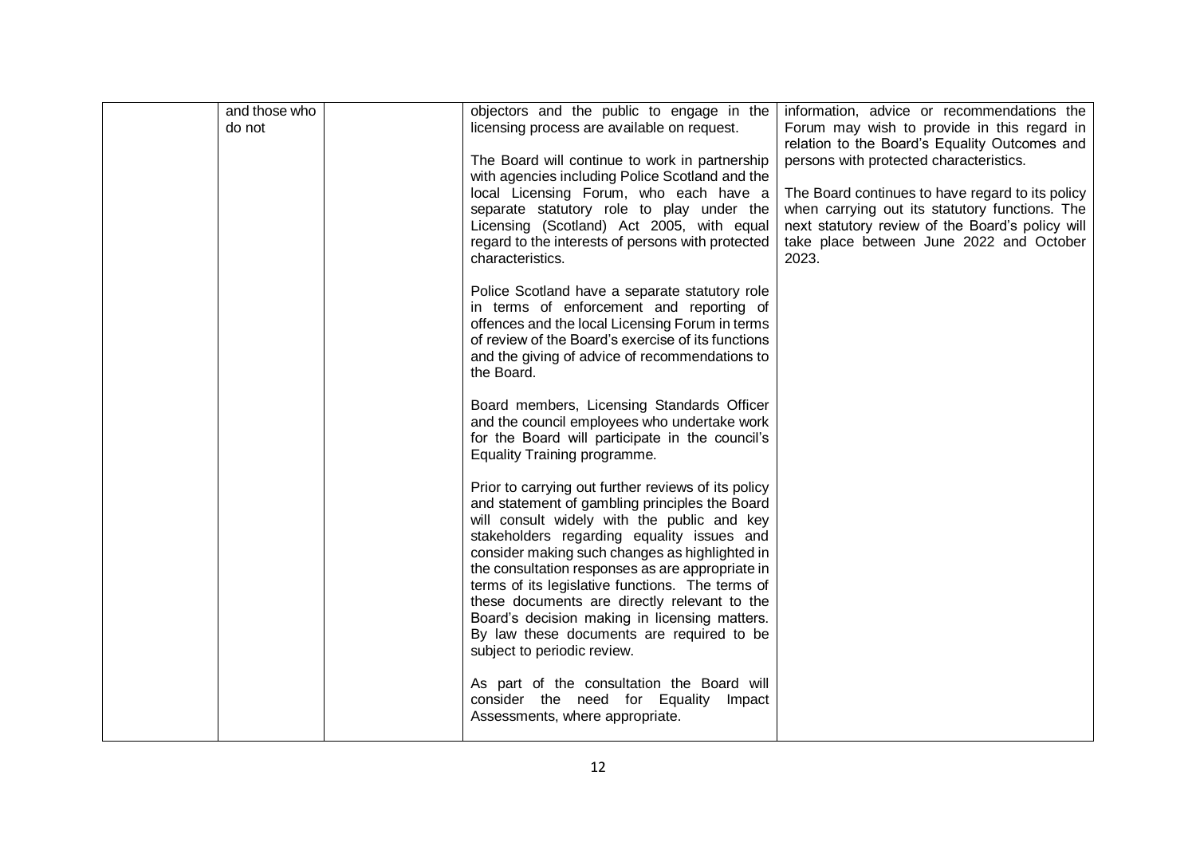|  |  |  |  |  |
|---|---|---|---|---|
|  | and those who do not |  | objectors and the public to engage in the licensing process are available on request.<br><br>The Board will continue to work in partnership with agencies including Police Scotland and the local Licensing Forum, who each have a separate statutory role to play under the Licensing (Scotland) Act 2005, with equal regard to the interests of persons with protected characteristics.<br><br>Police Scotland have a separate statutory role in terms of enforcement and reporting of offences and the local Licensing Forum in terms of review of the Board's exercise of its functions and the giving of advice of recommendations to the Board.<br><br>Board members, Licensing Standards Officer and the council employees who undertake work for the Board will participate in the council's Equality Training programme.<br><br>Prior to carrying out further reviews of its policy and statement of gambling principles the Board will consult widely with the public and key stakeholders regarding equality issues and consider making such changes as highlighted in the consultation responses as are appropriate in terms of its legislative functions. The terms of these documents are directly relevant to the Board's decision making in licensing matters. By law these documents are required to be subject to periodic review.<br><br>As part of the consultation the Board will consider the need for Equality Impact Assessments, where appropriate. | information, advice or recommendations the Forum may wish to provide in this regard in relation to the Board's Equality Outcomes and persons with protected characteristics.<br><br>The Board continues to have regard to its policy when carrying out its statutory functions. The next statutory review of the Board's policy will take place between June 2022 and October 2023. |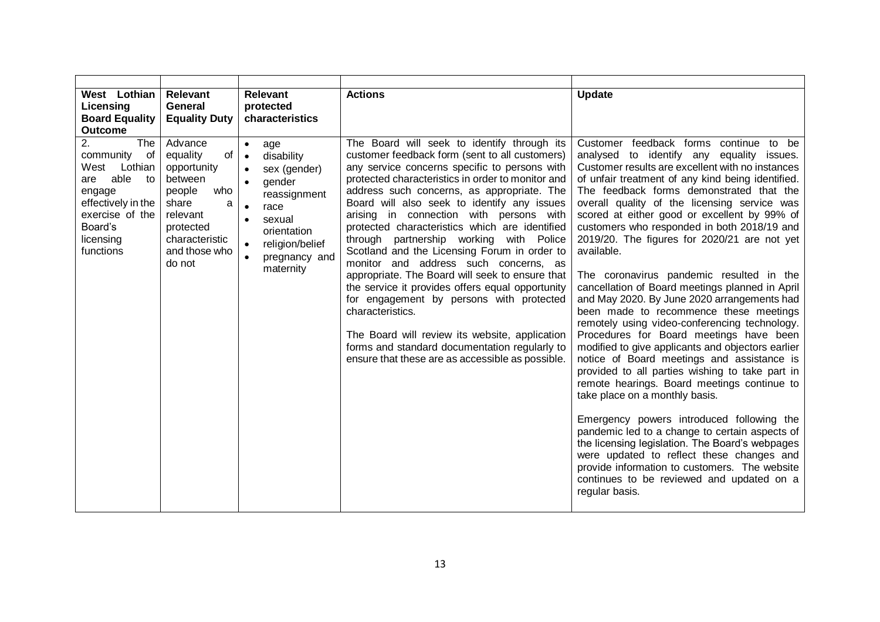| West Lothian Licensing Board Equality Outcome | Relevant General Equality Duty | Relevant protected characteristics | Actions | Update |
|---|---|---|---|---|
| 2. The community of West Lothian are able to engage effectively in the exercise of the Board's licensing functions | Advance equality of opportunity between people who share a relevant protected characteristic and those who do not | • age<br>• disability<br>• sex (gender)<br>• gender reassignment<br>• race<br>• sexual orientation<br>• religion/belief<br>• pregnancy and maternity | The Board will seek to identify through its customer feedback form (sent to all customers) any service concerns specific to persons with protected characteristics in order to monitor and address such concerns, as appropriate. The Board will also seek to identify any issues arising in connection with persons with protected characteristics which are identified through partnership working with Police Scotland and the Licensing Forum in order to monitor and address such concerns, as appropriate. The Board will seek to ensure that the service it provides offers equal opportunity for engagement by persons with protected characteristics.<br><br>The Board will review its website, application forms and standard documentation regularly to ensure that these are as accessible as possible. | Customer feedback forms continue to be analysed to identify any equality issues. Customer results are excellent with no instances of unfair treatment of any kind being identified. The feedback forms demonstrated that the overall quality of the licensing service was scored at either good or excellent by 99% of customers who responded in both 2018/19 and 2019/20. The figures for 2020/21 are not yet available.<br><br>The coronavirus pandemic resulted in the cancellation of Board meetings planned in April and May 2020. By June 2020 arrangements had been made to recommence these meetings remotely using video-conferencing technology. Procedures for Board meetings have been modified to give applicants and objectors earlier notice of Board meetings and assistance is provided to all parties wishing to take part in remote hearings. Board meetings continue to take place on a monthly basis.<br><br>Emergency powers introduced following the pandemic led to a change to certain aspects of the licensing legislation. The Board's webpages were updated to reflect these changes and provide information to customers. The website continues to be reviewed and updated on a regular basis. |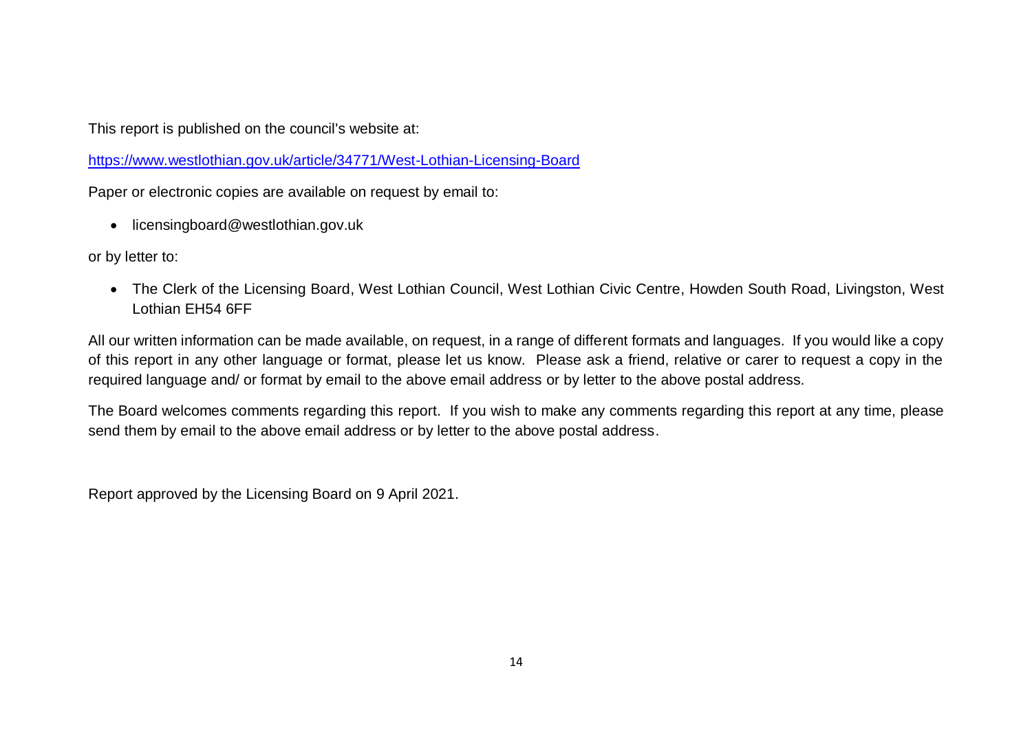This report is published on the council's website at:

https://www.westlothian.gov.uk/article/34771/West-Lothian-Licensing-Board

Paper or electronic copies are available on request by email to:

- licensingboard@westlothian.gov.uk

or by letter to:

- The Clerk of the Licensing Board, West Lothian Council, West Lothian Civic Centre, Howden South Road, Livingston, West Lothian EH54 6FF

All our written information can be made available, on request, in a range of different formats and languages. If you would like a copy of this report in any other language or format, please let us know. Please ask a friend, relative or carer to request a copy in the required language and/ or format by email to the above email address or by letter to the above postal address.

The Board welcomes comments regarding this report. If you wish to make any comments regarding this report at any time, please send them by email to the above email address or by letter to the above postal address.

Report approved by the Licensing Board on 9 April 2021.